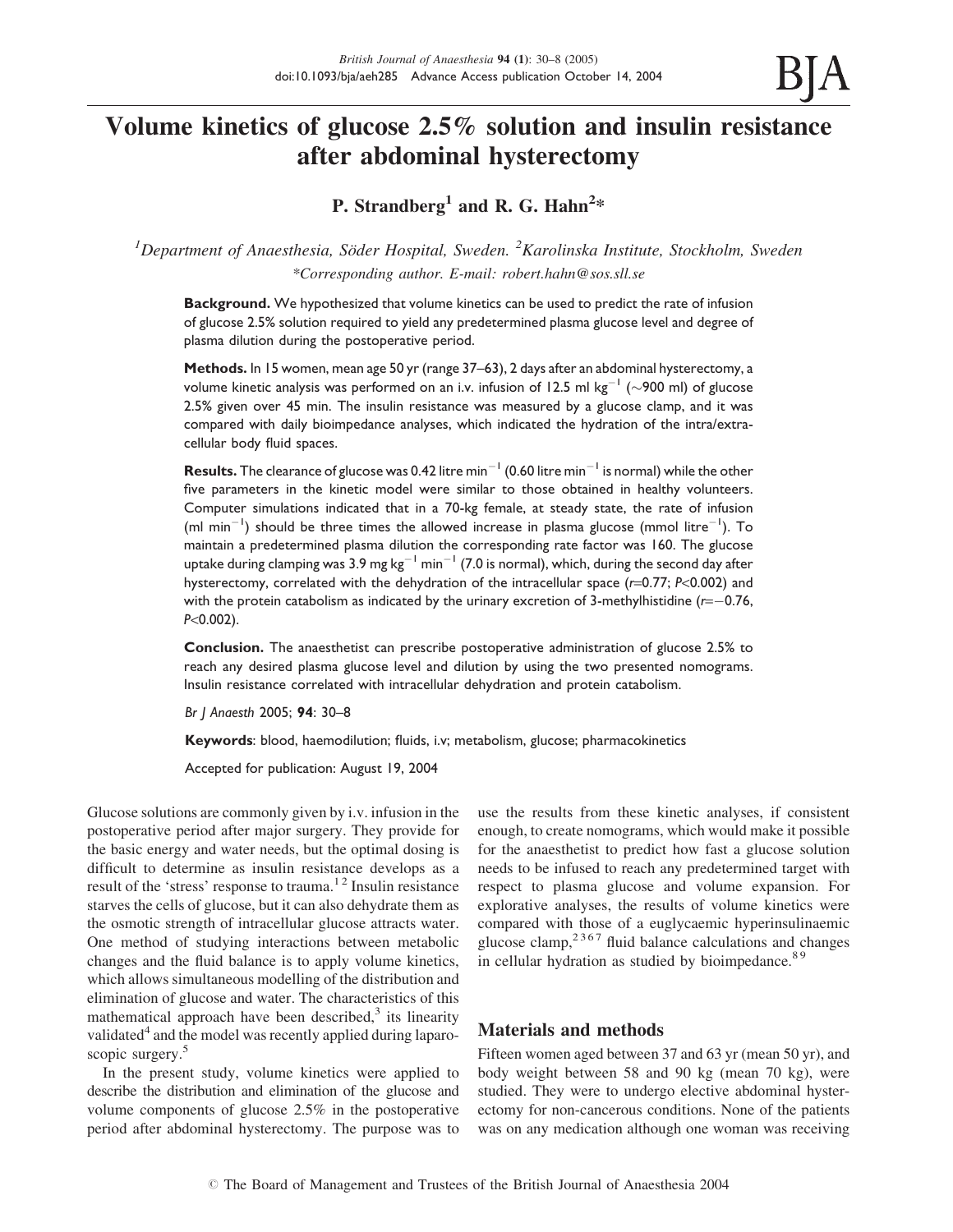# Volume kinetics of glucose 2.5% solution and insulin resistance after abdominal hysterectomy

**P. Strandberg[1] and R. G. Hahn[2]***

[1]*Department of Anaesthesia, Söder Hospital, Sweden.* [2]*Karolinska Institute, Stockholm, Sweden*

*Corresponding author. E-mail: robert.hahn@sos.sll.se

**Background.** We hypothesized that volume kinetics can be used to predict the rate of infusion of glucose 2.5% solution required to yield any predetermined plasma glucose level and degree of plasma dilution during the postoperative period.

**Methods.** In 15 women, mean age 50 yr (range 37–63), 2 days after an abdominal hysterectomy, a volume kinetic analysis was performed on an i.v. infusion of 12.5 ml kg$^{-1}$ (~900 ml) of glucose 2.5% given over 45 min. The insulin resistance was measured by a glucose clamp, and it was compared with daily bioimpedance analyses, which indicated the hydration of the intra/extra-cellular body fluid spaces.

**Results.** The clearance of glucose was 0.42 litre min$^{-1}$ (0.60 litre min$^{-1}$ is normal) while the other five parameters in the kinetic model were similar to those obtained in healthy volunteers. Computer simulations indicated that in a 70-kg female, at steady state, the rate of infusion (ml min$^{-1}$) should be three times the allowed increase in plasma glucose (mmol litre$^{-1}$). To maintain a predetermined plasma dilution the corresponding rate factor was 160. The glucose uptake during clamping was 3.9 mg kg$^{-1}$ min$^{-1}$ (7.0 is normal), which, during the second day after hysterectomy, correlated with the dehydration of the intracellular space ($r$=0.77; $P$<0.002) and with the protein catabolism as indicated by the urinary excretion of 3-methylhistidine ($r$=−0.76, $P$<0.002).

**Conclusion.** The anaesthetist can prescribe postoperative administration of glucose 2.5% to reach any desired plasma glucose level and dilution by using the two presented nomograms. Insulin resistance correlated with intracellular dehydration and protein catabolism.

*Br J Anaesth* 2005; **94**: 30–8

**Keywords**: blood, haemodilution; fluids, i.v; metabolism, glucose; pharmacokinetics

Accepted for publication: August 19, 2004

Glucose solutions are commonly given by i.v. infusion in the postoperative period after major surgery. They provide for the basic energy and water needs, but the optimal dosing is difficult to determine as insulin resistance develops as a result of the 'stress' response to trauma.[1 2] Insulin resistance starves the cells of glucose, but it can also dehydrate them as the osmotic strength of intracellular glucose attracts water. One method of studying interactions between metabolic changes and the fluid balance is to apply volume kinetics, which allows simultaneous modelling of the distribution and elimination of glucose and water. The characteristics of this mathematical approach have been described,[3] its linearity validated[4] and the model was recently applied during laparoscopic surgery.[5]

In the present study, volume kinetics were applied to describe the distribution and elimination of the glucose and volume components of glucose 2.5% in the postoperative period after abdominal hysterectomy. The purpose was to use the results from these kinetic analyses, if consistent enough, to create nomograms, which would make it possible for the anaesthetist to predict how fast a glucose solution needs to be infused to reach any predetermined target with respect to plasma glucose and volume expansion. For explorative analyses, the results of volume kinetics were compared with those of a euglycaemic hyperinsulinaemic glucose clamp,[2 3 6 7] fluid balance calculations and changes in cellular hydration as studied by bioimpedance.[8 9]

## Materials and methods

Fifteen women aged between 37 and 63 yr (mean 50 yr), and body weight between 58 and 90 kg (mean 70 kg), were studied. They were to undergo elective abdominal hysterectomy for non-cancerous conditions. None of the patients was on any medication although one woman was receiving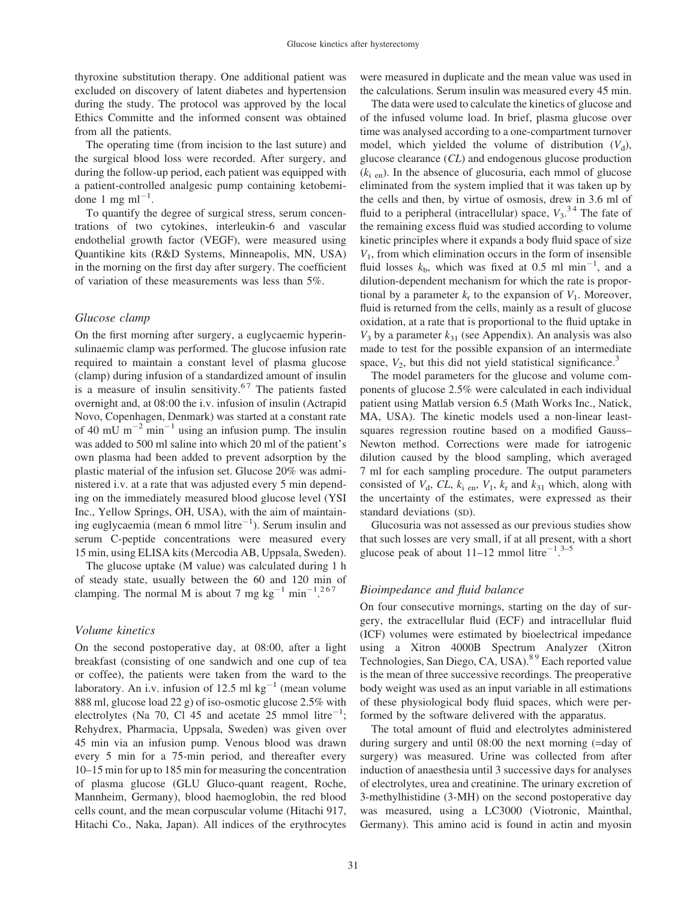thyroxine substitution therapy. One additional patient was excluded on discovery of latent diabetes and hypertension during the study. The protocol was approved by the local Ethics Committe and the informed consent was obtained from all the patients.

The operating time (from incision to the last suture) and the surgical blood loss were recorded. After surgery, and during the follow-up period, each patient was equipped with a patient-controlled analgesic pump containing ketobemidone 1 mg $ml^{-1}$.

To quantify the degree of surgical stress, serum concentrations of two cytokines, interleukin-6 and vascular endothelial growth factor (VEGF), were measured using Quantikine kits (R&D Systems, Minneapolis, MN, USA) in the morning on the first day after surgery. The coefficient of variation of these measurements was less than 5%.

### Glucose clamp

On the first morning after surgery, a euglycaemic hyperinsulinaemic clamp was performed. The glucose infusion rate required to maintain a constant level of plasma glucose (clamp) during infusion of a standardized amount of insulin is a measure of insulin sensitivity.[6 7] The patients fasted overnight and, at 08:00 the i.v. infusion of insulin (Actrapid Novo, Copenhagen, Denmark) was started at a constant rate of 40 mU $m^{-2}$ $min^{-1}$ using an infusion pump. The insulin was added to 500 ml saline into which 20 ml of the patient's own plasma had been added to prevent adsorption by the plastic material of the infusion set. Glucose 20% was administered i.v. at a rate that was adjusted every 5 min depending on the immediately measured blood glucose level (YSI Inc., Yellow Springs, OH, USA), with the aim of maintaining euglycaemia (mean 6 mmol $litre^{-1}$). Serum insulin and serum C-peptide concentrations were measured every 15 min, using ELISA kits (Mercodia AB, Uppsala, Sweden).

The glucose uptake (M value) was calculated during 1 h of steady state, usually between the 60 and 120 min of clamping. The normal M is about 7 mg $kg^{-1}$ $min^{-1}$.[2 6 7]

### Volume kinetics

On the second postoperative day, at 08:00, after a light breakfast (consisting of one sandwich and one cup of tea or coffee), the patients were taken from the ward to the laboratory. An i.v. infusion of 12.5 ml $kg^{-1}$ (mean volume 888 ml, glucose load 22 g) of iso-osmotic glucose 2.5% with electrolytes (Na 70, Cl 45 and acetate 25 mmol $litre^{-1}$; Rehydrex, Pharmacia, Uppsala, Sweden) was given over 45 min via an infusion pump. Venous blood was drawn every 5 min for a 75-min period, and thereafter every 10–15 min for up to 185 min for measuring the concentration of plasma glucose (GLU Gluco-quant reagent, Roche, Mannheim, Germany), blood haemoglobin, the red blood cells count, and the mean corpuscular volume (Hitachi 917, Hitachi Co., Naka, Japan). All indices of the erythrocytes were measured in duplicate and the mean value was used in the calculations. Serum insulin was measured every 45 min.

The data were used to calculate the kinetics of glucose and of the infused volume load. In brief, plasma glucose over time was analysed according to a one-compartment turnover model, which yielded the volume of distribution ($V_d$), glucose clearance ($CL$) and endogenous glucose production ($k_{i\ en}$). In the absence of glucosuria, each mmol of glucose eliminated from the system implied that it was taken up by the cells and then, by virtue of osmosis, drew in 3.6 ml of fluid to a peripheral (intracellular) space, $V_3$.[3 4] The fate of the remaining excess fluid was studied according to volume kinetic principles where it expands a body fluid space of size $V_1$, from which elimination occurs in the form of insensible fluid losses $k_b$, which was fixed at 0.5 ml $min^{-1}$, and a dilution-dependent mechanism for which the rate is proportional by a parameter $k_r$ to the expansion of $V_1$. Moreover, fluid is returned from the cells, mainly as a result of glucose oxidation, at a rate that is proportional to the fluid uptake in $V_3$ by a parameter $k_{31}$ (see Appendix). An analysis was also made to test for the possible expansion of an intermediate space, $V_2$, but this did not yield statistical significance.[3]

The model parameters for the glucose and volume components of glucose 2.5% were calculated in each individual patient using Matlab version 6.5 (Math Works Inc., Natick, MA, USA). The kinetic models used a non-linear least-squares regression routine based on a modified Gauss–Newton method. Corrections were made for iatrogenic dilution caused by the blood sampling, which averaged 7 ml for each sampling procedure. The output parameters consisted of $V_d$, $CL$, $k_{i\ en}$, $V_1$, $k_r$ and $k_{31}$ which, along with the uncertainty of the estimates, were expressed as their standard deviations (SD).

Glucosuria was not assessed as our previous studies show that such losses are very small, if at all present, with a short glucose peak of about 11–12 mmol $litre^{-1}$.[3–5]

### Bioimpedance and fluid balance

On four consecutive mornings, starting on the day of surgery, the extracellular fluid (ECF) and intracellular fluid (ICF) volumes were estimated by bioelectrical impedance using a Xitron 4000B Spectrum Analyzer (Xitron Technologies, San Diego, CA, USA).[8 9] Each reported value is the mean of three successive recordings. The preoperative body weight was used as an input variable in all estimations of these physiological body fluid spaces, which were performed by the software delivered with the apparatus.

The total amount of fluid and electrolytes administered during surgery and until 08:00 the next morning (=day of surgery) was measured. Urine was collected from after induction of anaesthesia until 3 successive days for analyses of electrolytes, urea and creatinine. The urinary excretion of 3-methylhistidine (3-MH) on the second postoperative day was measured, using a LC3000 (Viotronic, Mainthal, Germany). This amino acid is found in actin and myosin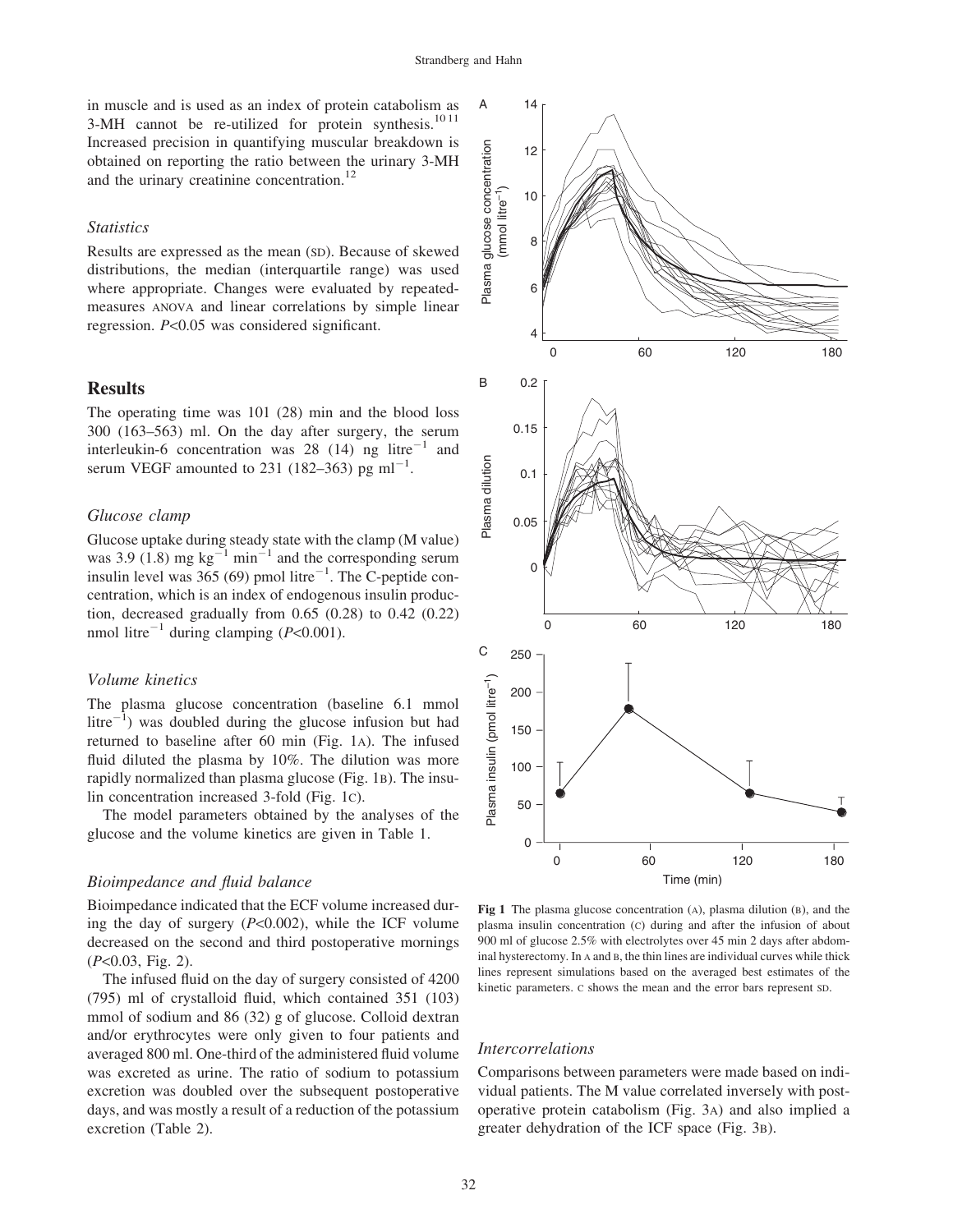in muscle and is used as an index of protein catabolism as 3-MH cannot be re-utilized for protein synthesis.[10 11] Increased precision in quantifying muscular breakdown is obtained on reporting the ratio between the urinary 3-MH and the urinary creatinine concentration.[12]

### Statistics

Results are expressed as the mean (SD). Because of skewed distributions, the median (interquartile range) was used where appropriate. Changes were evaluated by repeated-measures ANOVA and linear correlations by simple linear regression. $P<0.05$ was considered significant.

## Results

The operating time was 101 (28) min and the blood loss 300 (163–563) ml. On the day after surgery, the serum interleukin-6 concentration was 28 (14) ng litre$^{-1}$ and serum VEGF amounted to 231 (182–363) pg ml$^{-1}$.

### Glucose clamp

Glucose uptake during steady state with the clamp (M value) was 3.9 (1.8) mg kg$^{-1}$ min$^{-1}$ and the corresponding serum insulin level was 365 (69) pmol litre$^{-1}$. The C-peptide concentration, which is an index of endogenous insulin production, decreased gradually from 0.65 (0.28) to 0.42 (0.22) nmol litre$^{-1}$ during clamping ($P<0.001$).

### Volume kinetics

The plasma glucose concentration (baseline 6.1 mmol litre$^{-1}$) was doubled during the glucose infusion but had returned to baseline after 60 min (Fig. 1A). The infused fluid diluted the plasma by 10%. The dilution was more rapidly normalized than plasma glucose (Fig. 1B). The insulin concentration increased 3-fold (Fig. 1C).

The model parameters obtained by the analyses of the glucose and the volume kinetics are given in Table 1.

### Bioimpedance and fluid balance

Bioimpedance indicated that the ECF volume increased during the day of surgery ($P<0.002$), while the ICF volume decreased on the second and third postoperative mornings ($P<0.03$, Fig. 2).

The infused fluid on the day of surgery consisted of 4200 (795) ml of crystalloid fluid, which contained 351 (103) mmol of sodium and 86 (32) g of glucose. Colloid dextran and/or erythrocytes were only given to four patients and averaged 800 ml. One-third of the administered fluid volume was excreted as urine. The ratio of sodium to potassium excretion was doubled over the subsequent postoperative days, and was mostly a result of a reduction of the potassium excretion (Table 2).

**Fig 1** The plasma glucose concentration (A), plasma dilution (B), and the plasma insulin concentration (C) during and after the infusion of about 900 ml of glucose 2.5% with electrolytes over 45 min 2 days after abdominal hysterectomy. In A and B, the thin lines are individual curves while thick lines represent simulations based on the averaged best estimates of the kinetic parameters. C shows the mean and the error bars represent SD.

### Intercorrelations

Comparisons between parameters were made based on individual patients. The M value correlated inversely with postoperative protein catabolism (Fig. 3A) and also implied a greater dehydration of the ICF space (Fig. 3B).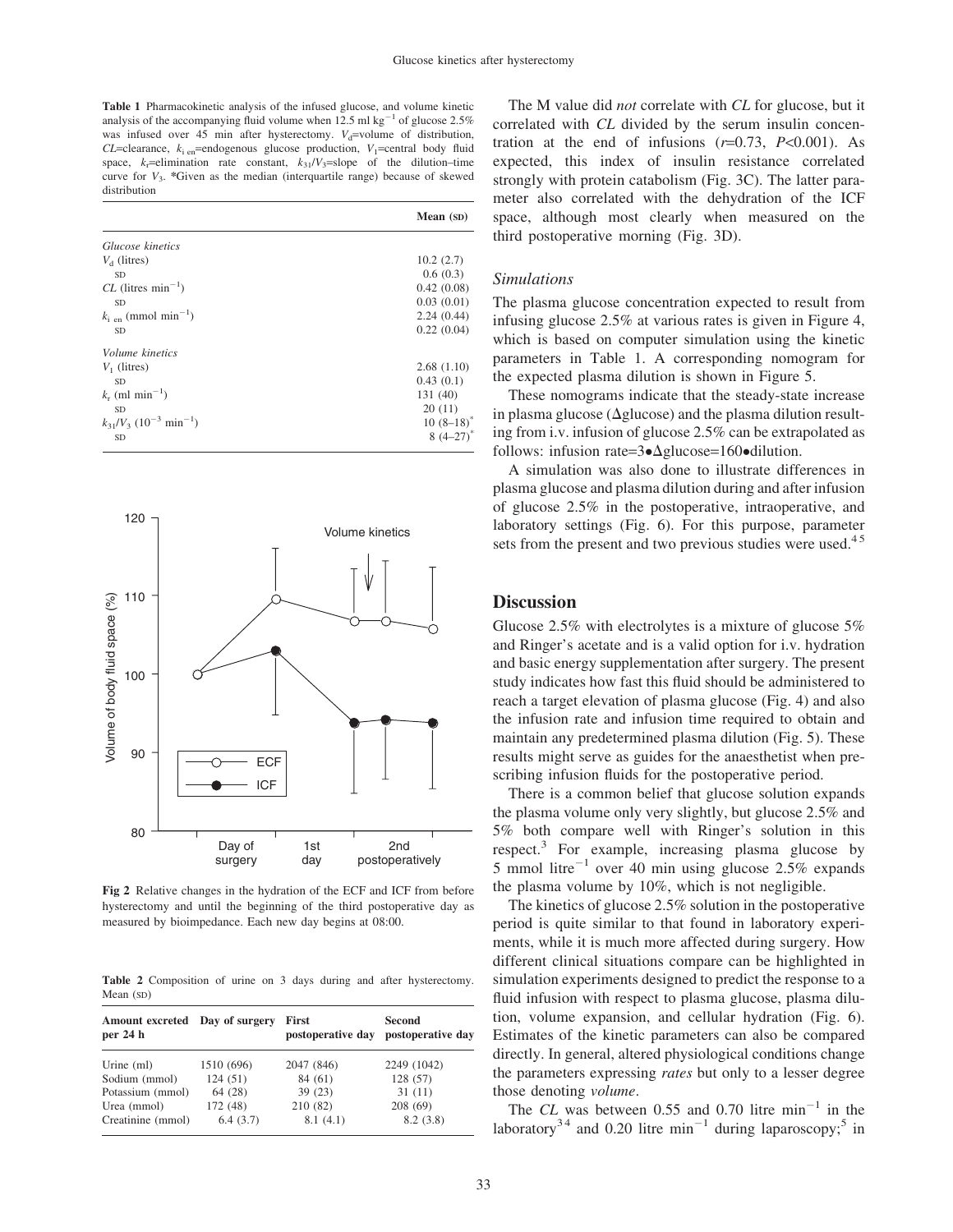**Table 1** Pharmacokinetic analysis of the infused glucose, and volume kinetic analysis of the accompanying fluid volume when 12.5 ml $kg^{-1}$ of glucose 2.5% was infused over 45 min after hysterectomy. $V_d$=volume of distribution, $CL$=clearance, $k_{i\ en}$=endogenous glucose production, $V_1$=central body fluid space, $k_r$=elimination rate constant, $k_{31}/V_3$=slope of the dilution–time curve for $V_3$. *Given as the median (interquartile range) because of skewed distribution

| | Mean (SD) |
|---|---|
| *Glucose kinetics* | |
| $V_d$ (litres) | 10.2 (2.7) |
| SD | 0.6 (0.3) |
| $CL$ (litres $min^{-1}$) | 0.42 (0.08) |
| SD | 0.03 (0.01) |
| $k_{i\ en}$ (mmol $min^{-1}$) | 2.24 (0.44) |
| SD | 0.22 (0.04) |
| *Volume kinetics* | |
| $V_1$ (litres) | 2.68 (1.10) |
| SD | 0.43 (0.1) |
| $k_r$ (ml $min^{-1}$) | 131 (40) |
| SD | 20 (11) |
| $k_{31}/V_3$ ($10^{-3}$ $min^{-1}$) | 10 (8–18)* |
| SD | 8 (4–27)* |

**Fig 2** Relative changes in the hydration of the ECF and ICF from before hysterectomy and until the beginning of the third postoperative day as measured by bioimpedance. Each new day begins at 08:00.

**Table 2** Composition of urine on 3 days during and after hysterectomy. Mean (SD)

| Amount excreted per 24 h | Day of surgery | First postoperative day | Second postoperative day |
|---|---|---|---|
| Urine (ml) | 1510 (696) | 2047 (846) | 2249 (1042) |
| Sodium (mmol) | 124 (51) | 84 (61) | 128 (57) |
| Potassium (mmol) | 64 (28) | 39 (23) | 31 (11) |
| Urea (mmol) | 172 (48) | 210 (82) | 208 (69) |
| Creatinine (mmol) | 6.4 (3.7) | 8.1 (4.1) | 8.2 (3.8) |

The M value did *not* correlate with $CL$ for glucose, but it correlated with $CL$ divided by the serum insulin concentration at the end of infusions ($r$=0.73, $P$<0.001). As expected, this index of insulin resistance correlated strongly with protein catabolism (Fig. 3C). The latter parameter also correlated with the dehydration of the ICF space, although most clearly when measured on the third postoperative morning (Fig. 3D).

### Simulations

The plasma glucose concentration expected to result from infusing glucose 2.5% at various rates is given in Figure 4, which is based on computer simulation using the kinetic parameters in Table 1. A corresponding nomogram for the expected plasma dilution is shown in Figure 5.

These nomograms indicate that the steady-state increase in plasma glucose ($\Delta$glucose) and the plasma dilution resulting from i.v. infusion of glucose 2.5% can be extrapolated as follows: infusion rate=3•$\Delta$glucose=160•dilution.

A simulation was also done to illustrate differences in plasma glucose and plasma dilution during and after infusion of glucose 2.5% in the postoperative, intraoperative, and laboratory settings (Fig. 6). For this purpose, parameter sets from the present and two previous studies were used.[4 5]

## Discussion

Glucose 2.5% with electrolytes is a mixture of glucose 5% and Ringer's acetate and is a valid option for i.v. hydration and basic energy supplementation after surgery. The present study indicates how fast this fluid should be administered to reach a target elevation of plasma glucose (Fig. 4) and also the infusion rate and infusion time required to obtain and maintain any predetermined plasma dilution (Fig. 5). These results might serve as guides for the anaesthetist when prescribing infusion fluids for the postoperative period.

There is a common belief that glucose solution expands the plasma volume only very slightly, but glucose 2.5% and 5% both compare well with Ringer's solution in this respect.[3] For example, increasing plasma glucose by 5 mmol $litre^{-1}$ over 40 min using glucose 2.5% expands the plasma volume by 10%, which is not negligible.

The kinetics of glucose 2.5% solution in the postoperative period is quite similar to that found in laboratory experiments, while it is much more affected during surgery. How different clinical situations compare can be highlighted in simulation experiments designed to predict the response to a fluid infusion with respect to plasma glucose, plasma dilution, volume expansion, and cellular hydration (Fig. 6). Estimates of the kinetic parameters can also be compared directly. In general, altered physiological conditions change the parameters expressing *rates* but only to a lesser degree those denoting *volume*.

The $CL$ was between 0.55 and 0.70 litre $min^{-1}$ in the laboratory[3 4] and 0.20 litre $min^{-1}$ during laparoscopy;[5] in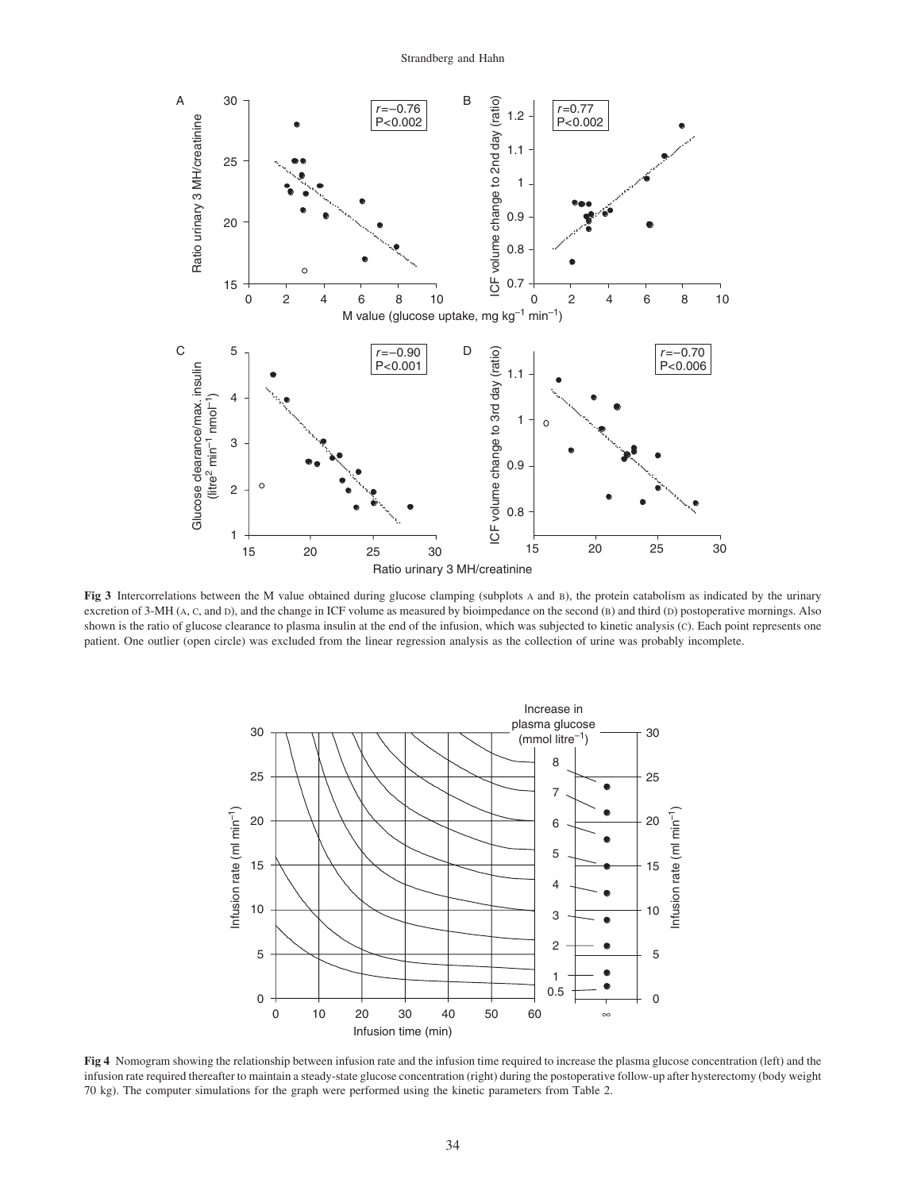**Fig 3** Intercorrelations between the M value obtained during glucose clamping (subplots A and B), the protein catabolism as indicated by the urinary excretion of 3-MH (A, C, and D), and the change in ICF volume as measured by bioimpedance on the second (B) and third (D) postoperative mornings. Also shown is the ratio of glucose clearance to plasma insulin at the end of the infusion, which was subjected to kinetic analysis (C). Each point represents one patient. One outlier (open circle) was excluded from the linear regression analysis as the collection of urine was probably incomplete.

**Fig 4** Nomogram showing the relationship between infusion rate and the infusion time required to increase the plasma glucose concentration (left) and the infusion rate required thereafter to maintain a steady-state glucose concentration (right) during the postoperative follow-up after hysterectomy (body weight 70 kg). The computer simulations for the graph were performed using the kinetic parameters from Table 2.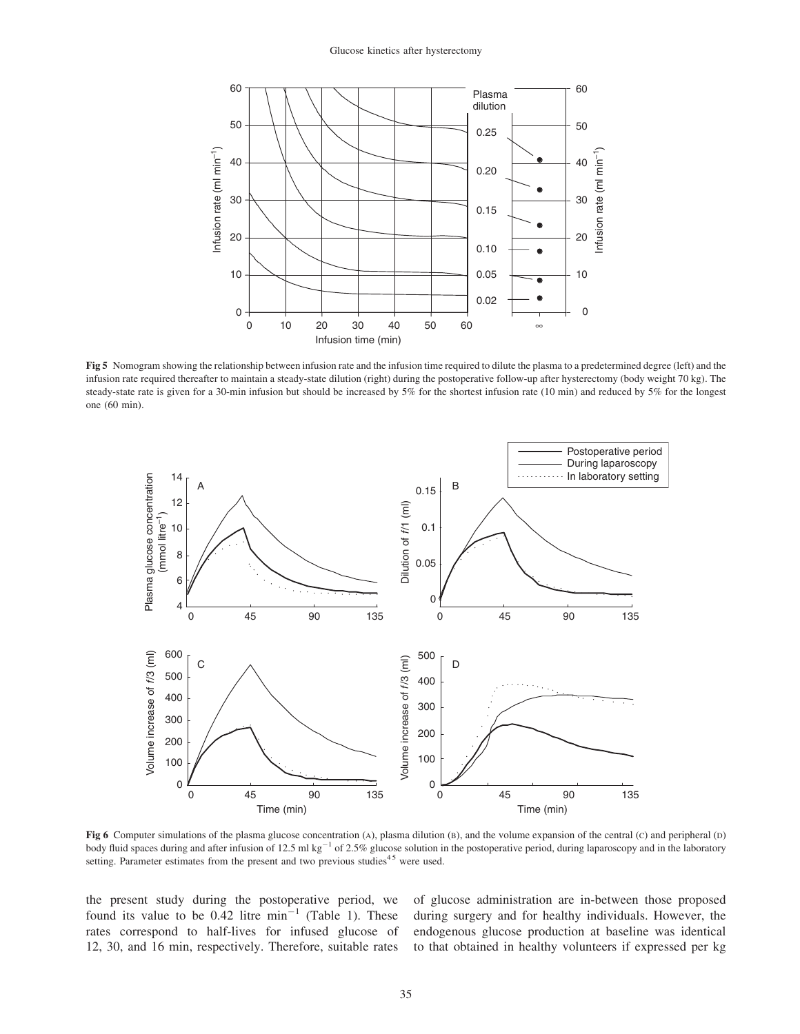**Fig 5** Nomogram showing the relationship between infusion rate and the infusion time required to dilute the plasma to a predetermined degree (left) and the infusion rate required thereafter to maintain a steady-state dilution (right) during the postoperative follow-up after hysterectomy (body weight 70 kg). The steady-state rate is given for a 30-min infusion but should be increased by 5% for the shortest infusion rate (10 min) and reduced by 5% for the longest one (60 min).

**Fig 6** Computer simulations of the plasma glucose concentration (A), plasma dilution (B), and the volume expansion of the central (C) and peripheral (D) body fluid spaces during and after infusion of 12.5 ml kg$^{-1}$ of 2.5% glucose solution in the postoperative period, during laparoscopy and in the laboratory setting. Parameter estimates from the present and two previous studies[4 5] were used.

the present study during the postoperative period, we found its value to be 0.42 litre min$^{-1}$ (Table 1). These rates correspond to half-lives for infused glucose of 12, 30, and 16 min, respectively. Therefore, suitable rates of glucose administration are in-between those proposed during surgery and for healthy individuals. However, the endogenous glucose production at baseline was identical to that obtained in healthy volunteers if expressed per kg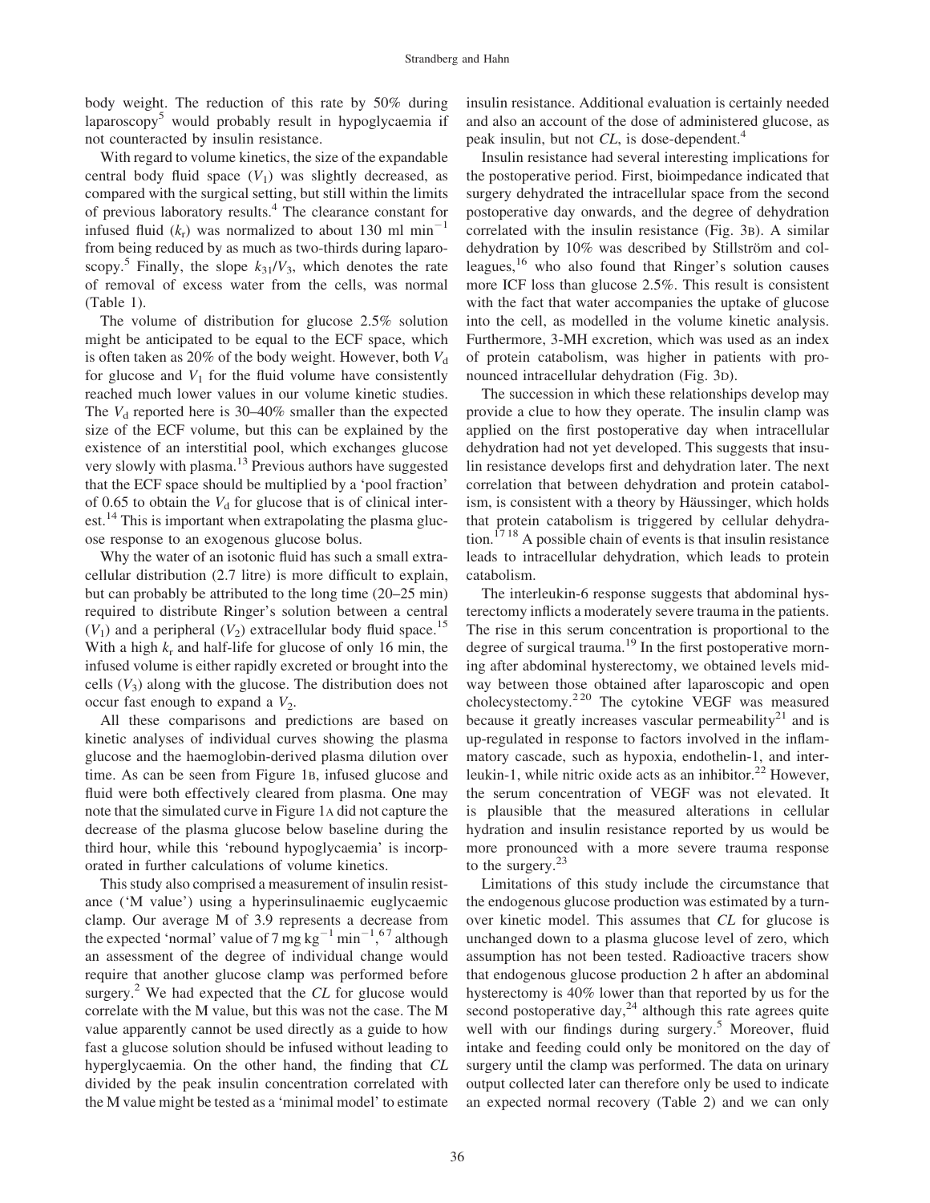body weight. The reduction of this rate by 50% during laparoscopy[5] would probably result in hypoglycaemia if not counteracted by insulin resistance.

With regard to volume kinetics, the size of the expandable central body fluid space ($V_1$) was slightly decreased, as compared with the surgical setting, but still within the limits of previous laboratory results.[4] The clearance constant for infused fluid ($k_r$) was normalized to about 130 ml min$^{-1}$ from being reduced by as much as two-thirds during laparoscopy.[5] Finally, the slope $k_{31}/V_3$, which denotes the rate of removal of excess water from the cells, was normal (Table 1).

The volume of distribution for glucose 2.5% solution might be anticipated to be equal to the ECF space, which is often taken as 20% of the body weight. However, both $V_d$ for glucose and $V_1$ for the fluid volume have consistently reached much lower values in our volume kinetic studies. The $V_d$ reported here is 30–40% smaller than the expected size of the ECF volume, but this can be explained by the existence of an interstitial pool, which exchanges glucose very slowly with plasma.[13] Previous authors have suggested that the ECF space should be multiplied by a 'pool fraction' of 0.65 to obtain the $V_d$ for glucose that is of clinical interest.[14] This is important when extrapolating the plasma glucose response to an exogenous glucose bolus.

Why the water of an isotonic fluid has such a small extracellular distribution (2.7 litre) is more difficult to explain, but can probably be attributed to the long time (20–25 min) required to distribute Ringer's solution between a central ($V_1$) and a peripheral ($V_2$) extracellular body fluid space.[15] With a high $k_r$ and half-life for glucose of only 16 min, the infused volume is either rapidly excreted or brought into the cells ($V_3$) along with the glucose. The distribution does not occur fast enough to expand a $V_2$.

All these comparisons and predictions are based on kinetic analyses of individual curves showing the plasma glucose and the haemoglobin-derived plasma dilution over time. As can be seen from Figure 1B, infused glucose and fluid were both effectively cleared from plasma. One may note that the simulated curve in Figure 1A did not capture the decrease of the plasma glucose below baseline during the third hour, while this 'rebound hypoglycaemia' is incorporated in further calculations of volume kinetics.

This study also comprised a measurement of insulin resistance ('M value') using a hyperinsulinaemic euglycaemic clamp. Our average M of 3.9 represents a decrease from the expected 'normal' value of 7 mg kg$^{-1}$ min$^{-1}$,[6,7] although an assessment of the degree of individual change would require that another glucose clamp was performed before surgery.[2] We had expected that the *CL* for glucose would correlate with the M value, but this was not the case. The M value apparently cannot be used directly as a guide to how fast a glucose solution should be infused without leading to hyperglycaemia. On the other hand, the finding that *CL* divided by the peak insulin concentration correlated with the M value might be tested as a 'minimal model' to estimate insulin resistance. Additional evaluation is certainly needed and also an account of the dose of administered glucose, as peak insulin, but not *CL*, is dose-dependent.[4]

Insulin resistance had several interesting implications for the postoperative period. First, bioimpedance indicated that surgery dehydrated the intracellular space from the second postoperative day onwards, and the degree of dehydration correlated with the insulin resistance (Fig. 3B). A similar dehydration by 10% was described by Stillström and colleagues,[16] who also found that Ringer's solution causes more ICF loss than glucose 2.5%. This result is consistent with the fact that water accompanies the uptake of glucose into the cell, as modelled in the volume kinetic analysis. Furthermore, 3-MH excretion, which was used as an index of protein catabolism, was higher in patients with pronounced intracellular dehydration (Fig. 3D).

The succession in which these relationships develop may provide a clue to how they operate. The insulin clamp was applied on the first postoperative day when intracellular dehydration had not yet developed. This suggests that insulin resistance develops first and dehydration later. The next correlation that between dehydration and protein catabolism, is consistent with a theory by Häussinger, which holds that protein catabolism is triggered by cellular dehydration.[17,18] A possible chain of events is that insulin resistance leads to intracellular dehydration, which leads to protein catabolism.

The interleukin-6 response suggests that abdominal hysterectomy inflicts a moderately severe trauma in the patients. The rise in this serum concentration is proportional to the degree of surgical trauma.[19] In the first postoperative morning after abdominal hysterectomy, we obtained levels midway between those obtained after laparoscopic and open cholecystectomy.[2,20] The cytokine VEGF was measured because it greatly increases vascular permeability[21] and is up-regulated in response to factors involved in the inflammatory cascade, such as hypoxia, endothelin-1, and interleukin-1, while nitric oxide acts as an inhibitor.[22] However, the serum concentration of VEGF was not elevated. It is plausible that the measured alterations in cellular hydration and insulin resistance reported by us would be more pronounced with a more severe trauma response to the surgery.[23]

Limitations of this study include the circumstance that the endogenous glucose production was estimated by a turnover kinetic model. This assumes that *CL* for glucose is unchanged down to a plasma glucose level of zero, which assumption has not been tested. Radioactive tracers show that endogenous glucose production 2 h after an abdominal hysterectomy is 40% lower than that reported by us for the second postoperative day,[24] although this rate agrees quite well with our findings during surgery.[5] Moreover, fluid intake and feeding could only be monitored on the day of surgery until the clamp was performed. The data on urinary output collected later can therefore only be used to indicate an expected normal recovery (Table 2) and we can only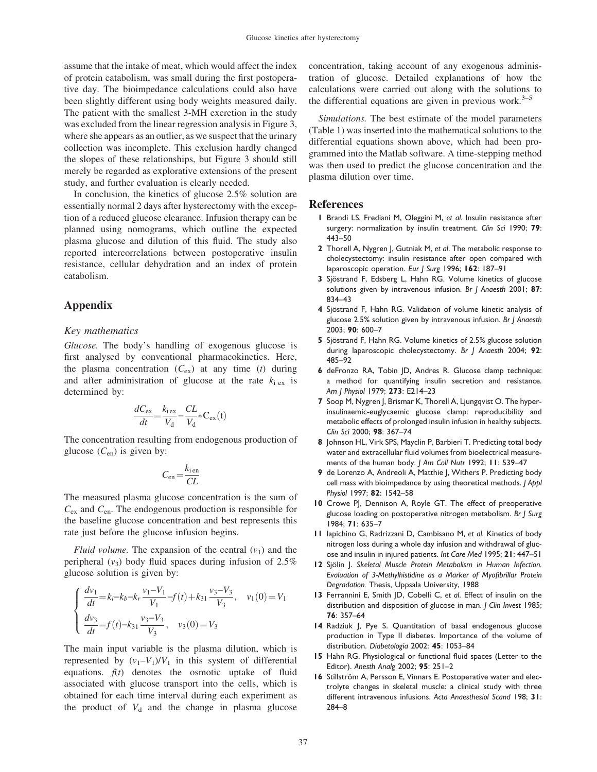assume that the intake of meat, which would affect the index of protein catabolism, was small during the first postoperative day. The bioimpedance calculations could also have been slightly different using body weights measured daily. The patient with the smallest 3-MH excretion in the study was excluded from the linear regression analysis in Figure 3, where she appears as an outlier, as we suspect that the urinary collection was incomplete. This exclusion hardly changed the slopes of these relationships, but Figure 3 should still merely be regarded as explorative extensions of the present study, and further evaluation is clearly needed.

In conclusion, the kinetics of glucose 2.5% solution are essentially normal 2 days after hysterectomy with the exception of a reduced glucose clearance. Infusion therapy can be planned using nomograms, which outline the expected plasma glucose and dilution of this fluid. The study also reported intercorrelations between postoperative insulin resistance, cellular dehydration and an index of protein catabolism.

## Appendix

### *Key mathematics*

*Glucose.* The body's handling of exogenous glucose is first analysed by conventional pharmacokinetics. Here, the plasma concentration ($C_{ex}$) at any time ($t$) during and after administration of glucose at the rate $k_{i\,ex}$ is determined by:

$$\frac{dC_{ex}}{dt} = \frac{k_{i\,ex}}{V_d} - \frac{CL}{V_d} * C_{ex}(t)$$

The concentration resulting from endogenous production of glucose ($C_{en}$) is given by:

$$C_{en} = \frac{k_{i\,en}}{CL}$$

The measured plasma glucose concentration is the sum of $C_{ex}$ and $C_{en}$. The endogenous production is responsible for the baseline glucose concentration and best represents this rate just before the glucose infusion begins.

*Fluid volume.* The expansion of the central ($v_1$) and the peripheral ($v_3$) body fluid spaces during infusion of 2.5% glucose solution is given by:

$$\begin{cases} \dfrac{dv_1}{dt} = k_i - k_b - k_r \dfrac{v_1 - V_1}{V_1} - f(t) + k_{31} \dfrac{v_3 - V_3}{V_3}, & v_1(0) = V_1 \\ \dfrac{dv_3}{dt} = f(t) - k_{31} \dfrac{v_3 - V_3}{V_3}, & v_3(0) = V_3 \end{cases}$$

The main input variable is the plasma dilution, which is represented by $(v_1 - V_1)/V_1$ in this system of differential equations. $f(t)$ denotes the osmotic uptake of fluid associated with glucose transport into the cells, which is obtained for each time interval during each experiment as the product of $V_d$ and the change in plasma glucose concentration, taking account of any exogenous administration of glucose. Detailed explanations of how the calculations were carried out along with the solutions to the differential equations are given in previous work.[3–5]

*Simulations.* The best estimate of the model parameters (Table 1) was inserted into the mathematical solutions to the differential equations shown above, which had been programmed into the Matlab software. A time-stepping method was then used to predict the glucose concentration and the plasma dilution over time.

## References

1. Brandi LS, Frediani M, Oleggini M, *et al*. Insulin resistance after surgery: normalization by insulin treatment. *Clin Sci* 1990; **79**: 443–50
2. Thorell A, Nygren J, Gutniak M, *et al*. The metabolic response to cholecystectomy: insulin resistance after open compared with laparoscopic operation. *Eur J Surg* 1996; **162**: 187–91
3. Sjöstrand F, Edsberg L, Hahn RG. Volume kinetics of glucose solutions given by intravenous infusion. *Br J Anaesth* 2001; **87**: 834–43
4. Sjöstrand F, Hahn RG. Validation of volume kinetic analysis of glucose 2.5% solution given by intravenous infusion. *Br J Anaesth* 2003; **90**: 600–7
5. Sjöstrand F, Hahn RG. Volume kinetics of 2.5% glucose solution during laparoscopic cholecystectomy. *Br J Anaesth* 2004; **92**: 485–92
6. deFronzo RA, Tobin JD, Andres R. Glucose clamp technique: a method for quantifying insulin secretion and resistance. *Am J Physiol* 1979; **273**: E214–23
7. Soop M, Nygren J, Brismar K, Thorell A, Ljungqvist O. The hyperinsulinaemic-euglycaemic glucose clamp: reproducibility and metabolic effects of prolonged insulin infusion in healthy subjects. *Clin Sci* 2000; **98**: 367–74
8. Johnson HL, Virk SPS, Mayclin P, Barbieri T. Predicting total body water and extracellular fluid volumes from bioelectrical measurements of the human body. *J Am Coll Nutr* 1992; **11**: 539–47
9. de Lorenzo A, Andreoli A, Matthie J, Withers P. Predicting body cell mass with bioimpedance by using theoretical methods. *J Appl Physiol* 1997; **82**: 1542–58
10. Crowe PJ, Dennison A, Royle GT. The effect of preoperative glucose loading on postoperative nitrogen metabolism. *Br J Surg* 1984; **71**: 635–7
11. Iapichino G, Radrizzani D, Cambisano M, *et al*. Kinetics of body nitrogen loss during a whole day infusion and withdrawal of glucose and insulin in injured patients. *Int Care Med* 1995; **21**: 447–51
12. Sjölin J. *Skeletal Muscle Protein Metabolism in Human Infection. Evaluation of 3-Methylhistidine as a Marker of Myofibrillar Protein Degradation.* Thesis, Uppsala University, 1988
13. Ferrannini E, Smith JD, Cobelli C, *et al*. Effect of insulin on the distribution and disposition of glucose in man. *J Clin Invest* 1985; **76**: 357–64
14. Radziuk J, Pye S. Quantitation of basal endogenous glucose production in Type II diabetes. Importance of the volume of distribution. *Diabetologia* 2002: **45**: 1053–84
15. Hahn RG. Physiological or functional fluid spaces (Letter to the Editor). *Anesth Analg* 2002; **95**: 251–2
16. Stillström A, Persson E, Vinnars E. Postoperative water and electrolyte changes in skeletal muscle: a clinical study with three different intravenous infusions. *Acta Anaesthesiol Scand* 198; **31**: 284–8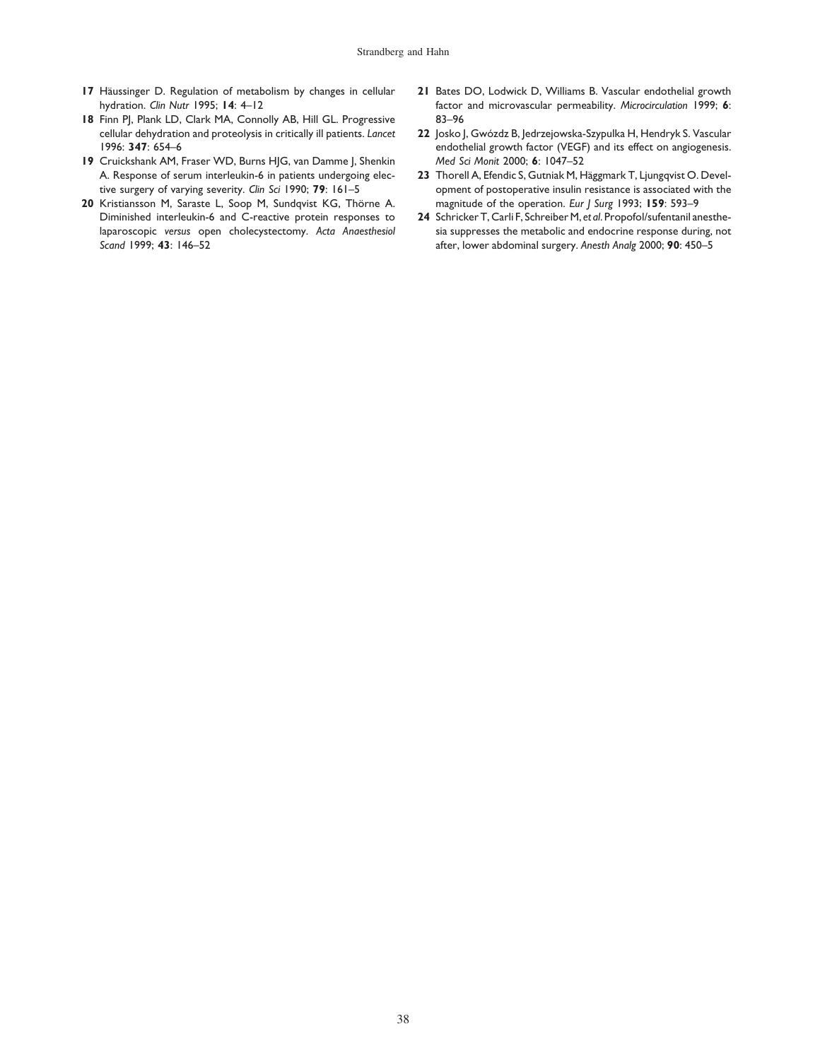17 Häussinger D. Regulation of metabolism by changes in cellular hydration. *Clin Nutr* 1995; **14**: 4–12

18 Finn PJ, Plank LD, Clark MA, Connolly AB, Hill GL. Progressive cellular dehydration and proteolysis in critically ill patients. *Lancet* 1996: **347**: 654–6

19 Cruickshank AM, Fraser WD, Burns HJG, van Damme J, Shenkin A. Response of serum interleukin-6 in patients undergoing elective surgery of varying severity. *Clin Sci* 1990; **79**: 161–5

20 Kristiansson M, Saraste L, Soop M, Sundqvist KG, Thörne A. Diminished interleukin-6 and C-reactive protein responses to laparoscopic *versus* open cholecystectomy. *Acta Anaesthesiol Scand* 1999; **43**: 146–52

21 Bates DO, Lodwick D, Williams B. Vascular endothelial growth factor and microvascular permeability. *Microcirculation* 1999; **6**: 83–96

22 Josko J, Gwózdz B, Jedrzejowska-Szypulka H, Hendryk S. Vascular endothelial growth factor (VEGF) and its effect on angiogenesis. *Med Sci Monit* 2000; **6**: 1047–52

23 Thorell A, Efendic S, Gutniak M, Häggmark T, Ljungqvist O. Development of postoperative insulin resistance is associated with the magnitude of the operation. *Eur J Surg* 1993; **159**: 593–9

24 Schricker T, Carli F, Schreiber M, *et al.* Propofol/sufentanil anesthesia suppresses the metabolic and endocrine response during, not after, lower abdominal surgery. *Anesth Analg* 2000; **90**: 450–5